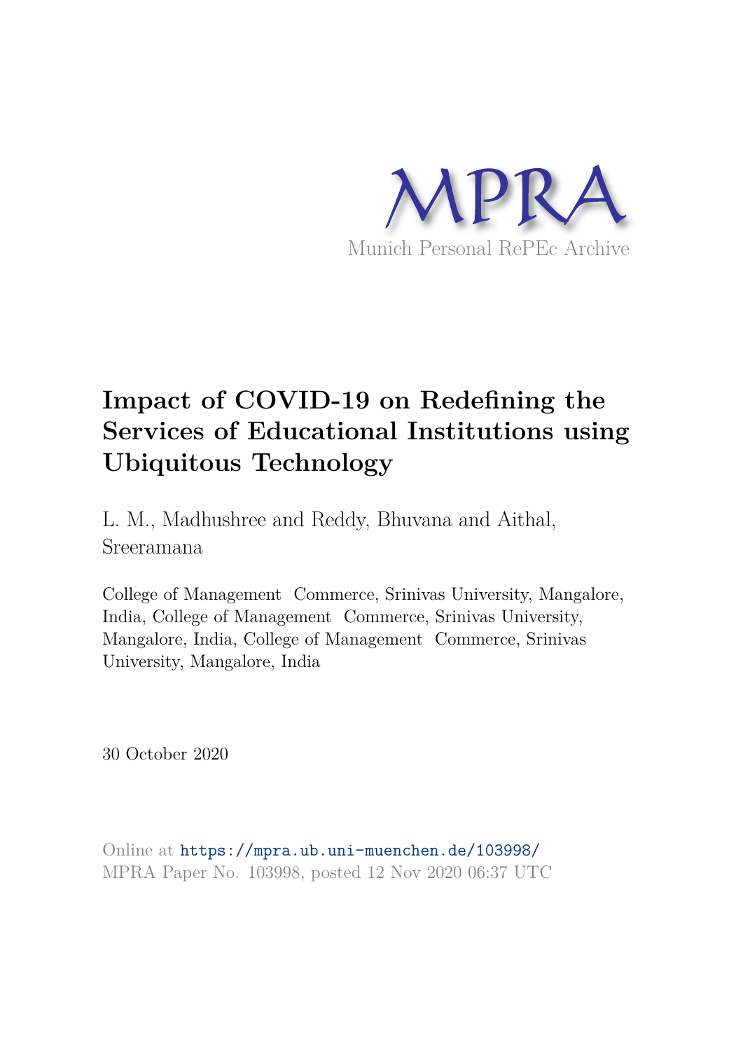MPRA

Munich Personal RePEc Archive

# Impact of COVID-19 on Redefining the Services of Educational Institutions using Ubiquitous Technology

L. M., Madhushree and Reddy, Bhuvana and Aithal, Sreeramana

College of Management Commerce, Srinivas University, Mangalore, India, College of Management Commerce, Srinivas University, Mangalore, India, College of Management Commerce, Srinivas University, Mangalore, India

30 October 2020

Online at https://mpra.ub.uni-muenchen.de/103998/
MPRA Paper No. 103998, posted 12 Nov 2020 06:37 UTC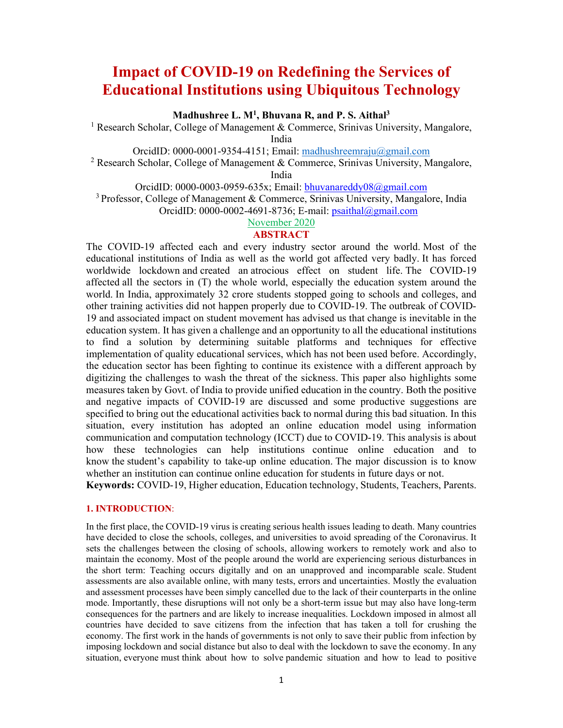# Impact of COVID-19 on Redefining the Services of Educational Institutions using Ubiquitous Technology

**Madhushree L. M[1], Bhuvana R, and P. S. Aithal[3]**

[1] Research Scholar, College of Management & Commerce, Srinivas University, Mangalore, India

OrcidID: 0000-0001-9354-4151; Email: madhushreemraju@gmail.com

[2] Research Scholar, College of Management & Commerce, Srinivas University, Mangalore, India

OrcidID: 0000-0003-0959-635x; Email: bhuvanareddy08@gmail.com

[3] Professor, College of Management & Commerce, Srinivas University, Mangalore, India

OrcidID: 0000-0002-4691-8736; E-mail: psaithal@gmail.com

November 2020

## ABSTRACT

The COVID-19 affected each and every industry sector around the world. Most of the educational institutions of India as well as the world got affected very badly. It has forced worldwide lockdown and created an atrocious effect on student life. The COVID-19 affected all the sectors in (T) the whole world, especially the education system around the world. In India, approximately 32 crore students stopped going to schools and colleges, and other training activities did not happen properly due to COVID-19. The outbreak of COVID-19 and associated impact on student movement has advised us that change is inevitable in the education system. It has given a challenge and an opportunity to all the educational institutions to find a solution by determining suitable platforms and techniques for effective implementation of quality educational services, which has not been used before. Accordingly, the education sector has been fighting to continue its existence with a different approach by digitizing the challenges to wash the threat of the sickness. This paper also highlights some measures taken by Govt. of India to provide unified education in the country. Both the positive and negative impacts of COVID-19 are discussed and some productive suggestions are specified to bring out the educational activities back to normal during this bad situation. In this situation, every institution has adopted an online education model using information communication and computation technology (ICCT) due to COVID-19. This analysis is about how these technologies can help institutions continue online education and to know the student's capability to take-up online education. The major discussion is to know whether an institution can continue online education for students in future days or not.

**Keywords:** COVID-19, Higher education, Education technology, Students, Teachers, Parents.

## 1. INTRODUCTION:

In the first place, the COVID-19 virus is creating serious health issues leading to death. Many countries have decided to close the schools, colleges, and universities to avoid spreading of the Coronavirus. It sets the challenges between the closing of schools, allowing workers to remotely work and also to maintain the economy. Most of the people around the world are experiencing serious disturbances in the short term: Teaching occurs digitally and on an unapproved and incomparable scale. Student assessments are also available online, with many tests, errors and uncertainties. Mostly the evaluation and assessment processes have been simply cancelled due to the lack of their counterparts in the online mode. Importantly, these disruptions will not only be a short-term issue but may also have long-term consequences for the partners and are likely to increase inequalities. Lockdown imposed in almost all countries have decided to save citizens from the infection that has taken a toll for crushing the economy. The first work in the hands of governments is not only to save their public from infection by imposing lockdown and social distance but also to deal with the lockdown to save the economy. In any situation, everyone must think about how to solve pandemic situation and how to lead to positive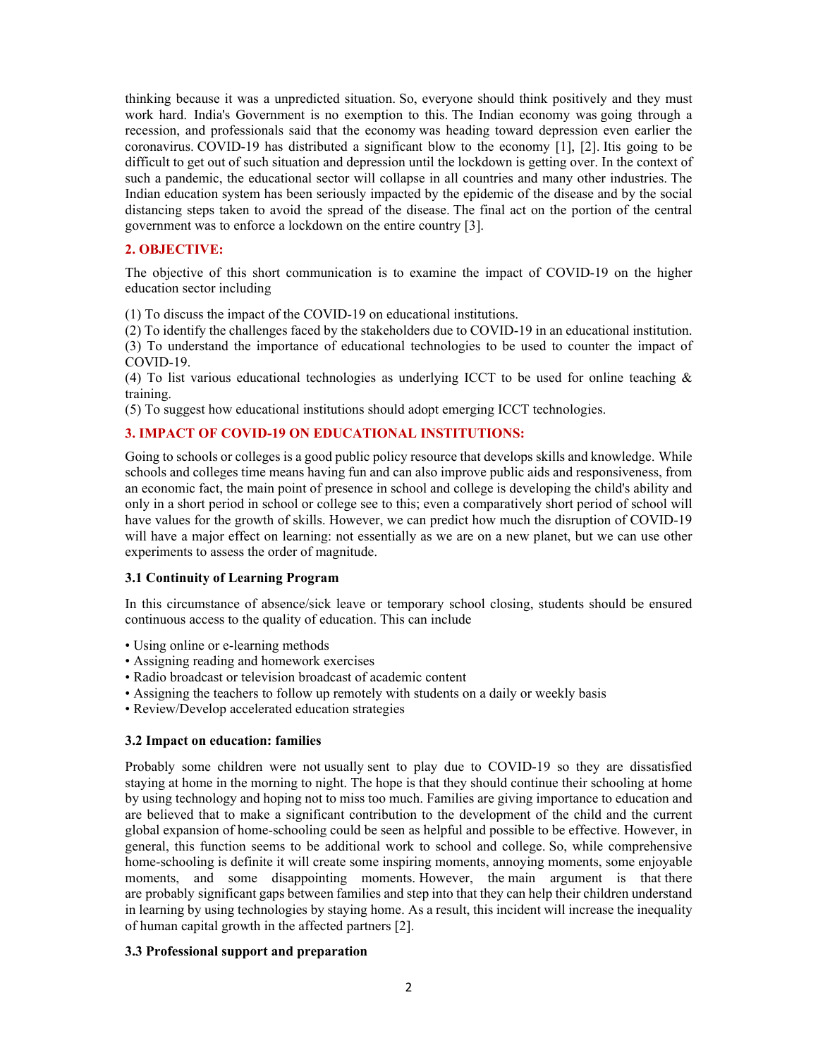thinking because it was a unpredicted situation. So, everyone should think positively and they must work hard. India's Government is no exemption to this. The Indian economy was going through a recession, and professionals said that the economy was heading toward depression even earlier the coronavirus. COVID-19 has distributed a significant blow to the economy [1], [2]. Itis going to be difficult to get out of such situation and depression until the lockdown is getting over. In the context of such a pandemic, the educational sector will collapse in all countries and many other industries. The Indian education system has been seriously impacted by the epidemic of the disease and by the social distancing steps taken to avoid the spread of the disease. The final act on the portion of the central government was to enforce a lockdown on the entire country [3].

## 2. OBJECTIVE:

The objective of this short communication is to examine the impact of COVID-19 on the higher education sector including

(1) To discuss the impact of the COVID-19 on educational institutions.
(2) To identify the challenges faced by the stakeholders due to COVID-19 in an educational institution.
(3) To understand the importance of educational technologies to be used to counter the impact of COVID-19.
(4) To list various educational technologies as underlying ICCT to be used for online teaching & training.
(5) To suggest how educational institutions should adopt emerging ICCT technologies.

## 3. IMPACT OF COVID-19 ON EDUCATIONAL INSTITUTIONS:

Going to schools or colleges is a good public policy resource that develops skills and knowledge. While schools and colleges time means having fun and can also improve public aids and responsiveness, from an economic fact, the main point of presence in school and college is developing the child's ability and only in a short period in school or college see to this; even a comparatively short period of school will have values for the growth of skills. However, we can predict how much the disruption of COVID-19 will have a major effect on learning: not essentially as we are on a new planet, but we can use other experiments to assess the order of magnitude.

### 3.1 Continuity of Learning Program

In this circumstance of absence/sick leave or temporary school closing, students should be ensured continuous access to the quality of education. This can include

- Using online or e-learning methods
- Assigning reading and homework exercises
- Radio broadcast or television broadcast of academic content
- Assigning the teachers to follow up remotely with students on a daily or weekly basis
- Review/Develop accelerated education strategies

### 3.2 Impact on education: families

Probably some children were not usually sent to play due to COVID-19 so they are dissatisfied staying at home in the morning to night. The hope is that they should continue their schooling at home by using technology and hoping not to miss too much. Families are giving importance to education and are believed that to make a significant contribution to the development of the child and the current global expansion of home-schooling could be seen as helpful and possible to be effective. However, in general, this function seems to be additional work to school and college. So, while comprehensive home-schooling is definite it will create some inspiring moments, annoying moments, some enjoyable moments, and some disappointing moments. However, the main argument is that there are probably significant gaps between families and step into that they can help their children understand in learning by using technologies by staying home. As a result, this incident will increase the inequality of human capital growth in the affected partners [2].

### 3.3 Professional support and preparation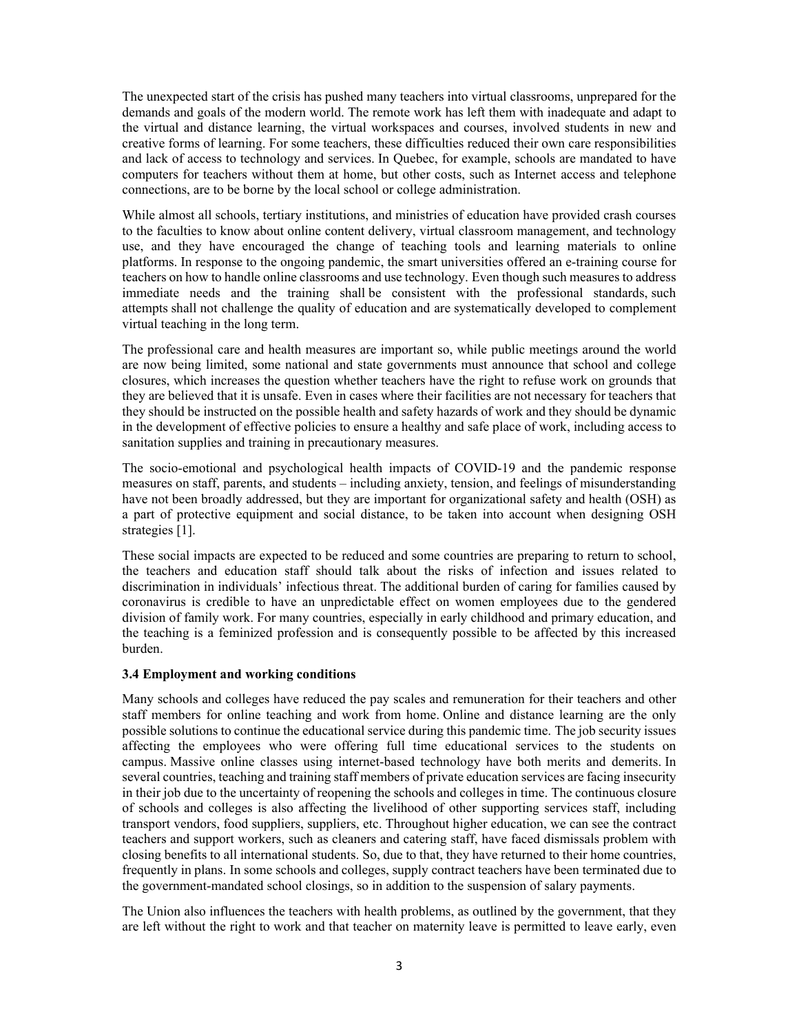The unexpected start of the crisis has pushed many teachers into virtual classrooms, unprepared for the demands and goals of the modern world. The remote work has left them with inadequate and adapt to the virtual and distance learning, the virtual workspaces and courses, involved students in new and creative forms of learning. For some teachers, these difficulties reduced their own care responsibilities and lack of access to technology and services. In Quebec, for example, schools are mandated to have computers for teachers without them at home, but other costs, such as Internet access and telephone connections, are to be borne by the local school or college administration.

While almost all schools, tertiary institutions, and ministries of education have provided crash courses to the faculties to know about online content delivery, virtual classroom management, and technology use, and they have encouraged the change of teaching tools and learning materials to online platforms. In response to the ongoing pandemic, the smart universities offered an e-training course for teachers on how to handle online classrooms and use technology. Even though such measures to address immediate needs and the training shall be consistent with the professional standards, such attempts shall not challenge the quality of education and are systematically developed to complement virtual teaching in the long term.

The professional care and health measures are important so, while public meetings around the world are now being limited, some national and state governments must announce that school and college closures, which increases the question whether teachers have the right to refuse work on grounds that they are believed that it is unsafe. Even in cases where their facilities are not necessary for teachers that they should be instructed on the possible health and safety hazards of work and they should be dynamic in the development of effective policies to ensure a healthy and safe place of work, including access to sanitation supplies and training in precautionary measures.

The socio-emotional and psychological health impacts of COVID-19 and the pandemic response measures on staff, parents, and students – including anxiety, tension, and feelings of misunderstanding have not been broadly addressed, but they are important for organizational safety and health (OSH) as a part of protective equipment and social distance, to be taken into account when designing OSH strategies [1].

These social impacts are expected to be reduced and some countries are preparing to return to school, the teachers and education staff should talk about the risks of infection and issues related to discrimination in individuals' infectious threat. The additional burden of caring for families caused by coronavirus is credible to have an unpredictable effect on women employees due to the gendered division of family work. For many countries, especially in early childhood and primary education, and the teaching is a feminized profession and is consequently possible to be affected by this increased burden.

### 3.4 Employment and working conditions

Many schools and colleges have reduced the pay scales and remuneration for their teachers and other staff members for online teaching and work from home. Online and distance learning are the only possible solutions to continue the educational service during this pandemic time. The job security issues affecting the employees who were offering full time educational services to the students on campus. Massive online classes using internet-based technology have both merits and demerits. In several countries, teaching and training staff members of private education services are facing insecurity in their job due to the uncertainty of reopening the schools and colleges in time. The continuous closure of schools and colleges is also affecting the livelihood of other supporting services staff, including transport vendors, food suppliers, suppliers, etc. Throughout higher education, we can see the contract teachers and support workers, such as cleaners and catering staff, have faced dismissals problem with closing benefits to all international students. So, due to that, they have returned to their home countries, frequently in plans. In some schools and colleges, supply contract teachers have been terminated due to the government-mandated school closings, so in addition to the suspension of salary payments.

The Union also influences the teachers with health problems, as outlined by the government, that they are left without the right to work and that teacher on maternity leave is permitted to leave early, even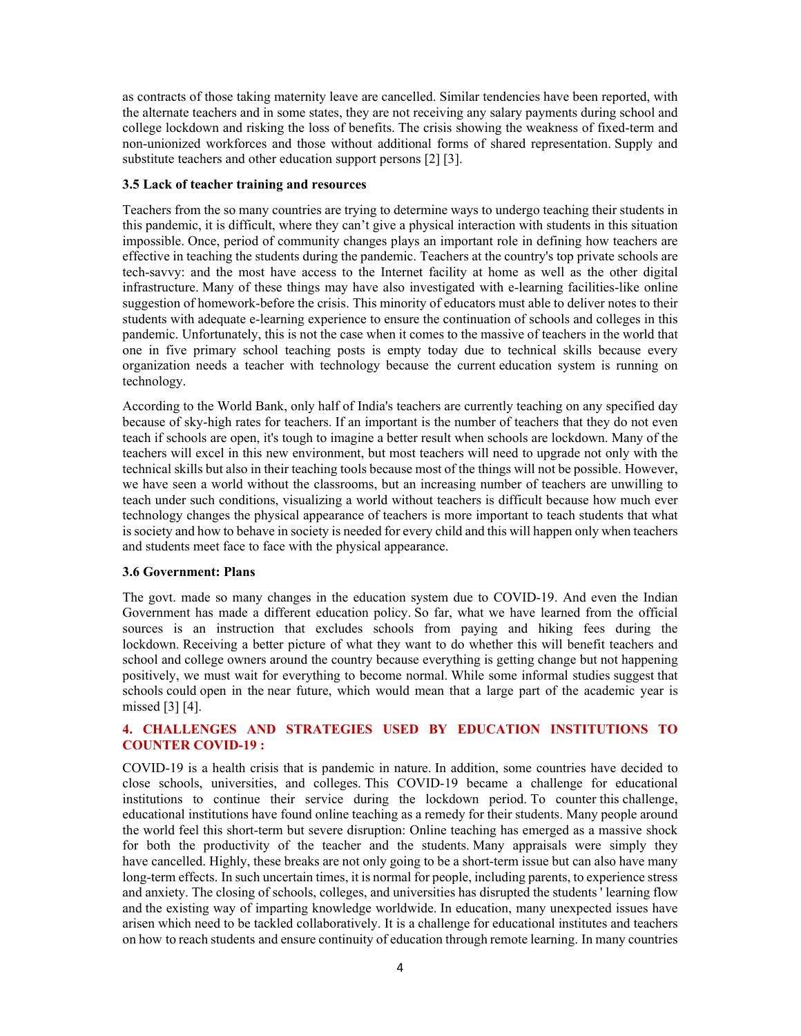as contracts of those taking maternity leave are cancelled. Similar tendencies have been reported, with the alternate teachers and in some states, they are not receiving any salary payments during school and college lockdown and risking the loss of benefits. The crisis showing the weakness of fixed-term and non-unionized workforces and those without additional forms of shared representation. Supply and substitute teachers and other education support persons [2] [3].

**3.5 Lack of teacher training and resources**

Teachers from the so many countries are trying to determine ways to undergo teaching their students in this pandemic, it is difficult, where they can't give a physical interaction with students in this situation impossible. Once, period of community changes plays an important role in defining how teachers are effective in teaching the students during the pandemic. Teachers at the country's top private schools are tech-savvy: and the most have access to the Internet facility at home as well as the other digital infrastructure. Many of these things may have also investigated with e-learning facilities-like online suggestion of homework-before the crisis. This minority of educators must able to deliver notes to their students with adequate e-learning experience to ensure the continuation of schools and colleges in this pandemic. Unfortunately, this is not the case when it comes to the massive of teachers in the world that one in five primary school teaching posts is empty today due to technical skills because every organization needs a teacher with technology because the current education system is running on technology.

According to the World Bank, only half of India's teachers are currently teaching on any specified day because of sky-high rates for teachers. If an important is the number of teachers that they do not even teach if schools are open, it's tough to imagine a better result when schools are lockdown. Many of the teachers will excel in this new environment, but most teachers will need to upgrade not only with the technical skills but also in their teaching tools because most of the things will not be possible. However, we have seen a world without the classrooms, but an increasing number of teachers are unwilling to teach under such conditions, visualizing a world without teachers is difficult because how much ever technology changes the physical appearance of teachers is more important to teach students that what is society and how to behave in society is needed for every child and this will happen only when teachers and students meet face to face with the physical appearance.

**3.6 Government: Plans**

The govt. made so many changes in the education system due to COVID-19. And even the Indian Government has made a different education policy. So far, what we have learned from the official sources is an instruction that excludes schools from paying and hiking fees during the lockdown. Receiving a better picture of what they want to do whether this will benefit teachers and school and college owners around the country because everything is getting change but not happening positively, we must wait for everything to become normal. While some informal studies suggest that schools could open in the near future, which would mean that a large part of the academic year is missed [3] [4].

## 4. CHALLENGES AND STRATEGIES USED BY EDUCATION INSTITUTIONS TO COUNTER COVID-19 :

COVID-19 is a health crisis that is pandemic in nature. In addition, some countries have decided to close schools, universities, and colleges. This COVID-19 became a challenge for educational institutions to continue their service during the lockdown period. To counter this challenge, educational institutions have found online teaching as a remedy for their students. Many people around the world feel this short-term but severe disruption: Online teaching has emerged as a massive shock for both the productivity of the teacher and the students. Many appraisals were simply they have cancelled. Highly, these breaks are not only going to be a short-term issue but can also have many long-term effects. In such uncertain times, it is normal for people, including parents, to experience stress and anxiety. The closing of schools, colleges, and universities has disrupted the students ' learning flow and the existing way of imparting knowledge worldwide. In education, many unexpected issues have arisen which need to be tackled collaboratively. It is a challenge for educational institutes and teachers on how to reach students and ensure continuity of education through remote learning. In many countries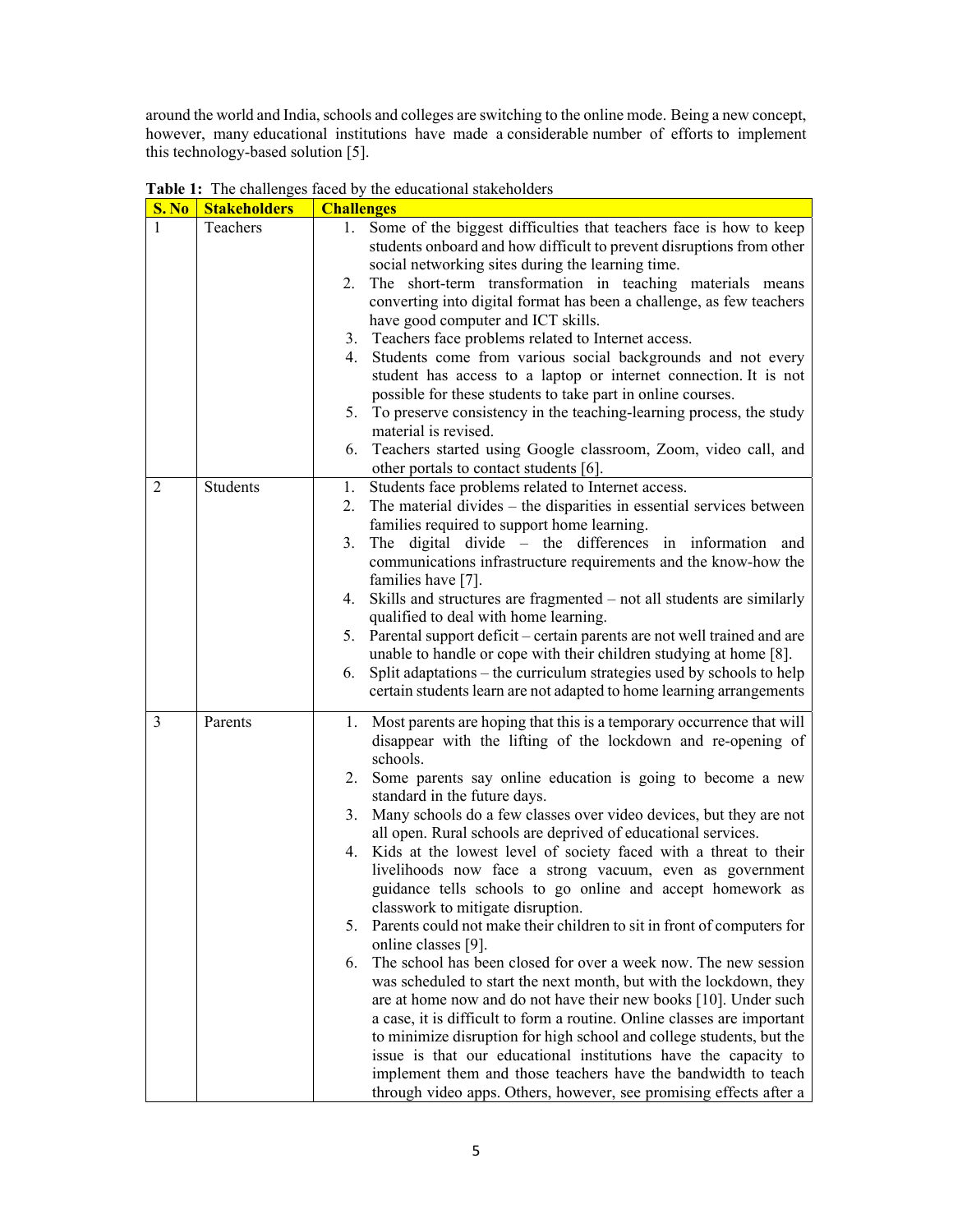around the world and India, schools and colleges are switching to the online mode. Being a new concept, however, many educational institutions have made a considerable number of efforts to implement this technology-based solution [5].

**Table 1:** The challenges faced by the educational stakeholders

| S. No | Stakeholders | Challenges |
|---|---|---|
| 1 | Teachers | 1. Some of the biggest difficulties that teachers face is how to keep students onboard and how difficult to prevent disruptions from other social networking sites during the learning time.<br>2. The short-term transformation in teaching materials means converting into digital format has been a challenge, as few teachers have good computer and ICT skills.<br>3. Teachers face problems related to Internet access.<br>4. Students come from various social backgrounds and not every student has access to a laptop or internet connection. It is not possible for these students to take part in online courses.<br>5. To preserve consistency in the teaching-learning process, the study material is revised.<br>6. Teachers started using Google classroom, Zoom, video call, and other portals to contact students [6]. |
| 2 | Students | 1. Students face problems related to Internet access.<br>2. The material divides – the disparities in essential services between families required to support home learning.<br>3. The digital divide – the differences in information and communications infrastructure requirements and the know-how the families have [7].<br>4. Skills and structures are fragmented – not all students are similarly qualified to deal with home learning.<br>5. Parental support deficit – certain parents are not well trained and are unable to handle or cope with their children studying at home [8].<br>6. Split adaptations – the curriculum strategies used by schools to help certain students learn are not adapted to home learning arrangements |
| 3 | Parents | 1. Most parents are hoping that this is a temporary occurrence that will disappear with the lifting of the lockdown and re-opening of schools.<br>2. Some parents say online education is going to become a new standard in the future days.<br>3. Many schools do a few classes over video devices, but they are not all open. Rural schools are deprived of educational services.<br>4. Kids at the lowest level of society faced with a threat to their livelihoods now face a strong vacuum, even as government guidance tells schools to go online and accept homework as classwork to mitigate disruption.<br>5. Parents could not make their children to sit in front of computers for online classes [9].<br>6. The school has been closed for over a week now. The new session was scheduled to start the next month, but with the lockdown, they are at home now and do not have their new books [10]. Under such a case, it is difficult to form a routine. Online classes are important to minimize disruption for high school and college students, but the issue is that our educational institutions have the capacity to implement them and those teachers have the bandwidth to teach through video apps. Others, however, see promising effects after a |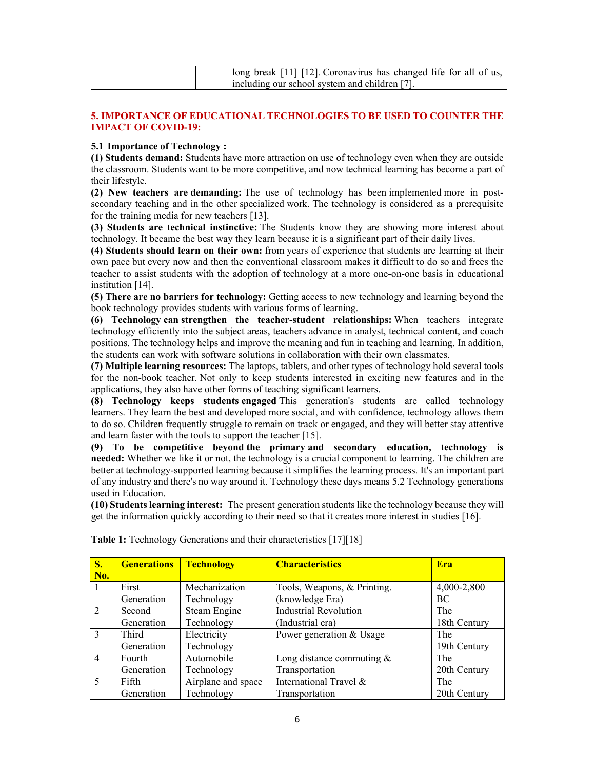| | | long break [11] [12]. Coronavirus has changed life for all of us, including our school system and children [7]. |
|---|---|---|

## 5. IMPORTANCE OF EDUCATIONAL TECHNOLOGIES TO BE USED TO COUNTER THE IMPACT OF COVID-19:

### 5.1 Importance of Technology :

**(1) Students demand:** Students have more attraction on use of technology even when they are outside the classroom. Students want to be more competitive, and now technical learning has become a part of their lifestyle.

**(2) New teachers are demanding:** The use of technology has been implemented more in post-secondary teaching and in the other specialized work. The technology is considered as a prerequisite for the training media for new teachers [13].

**(3) Students are technical instinctive:** The Students know they are showing more interest about technology. It became the best way they learn because it is a significant part of their daily lives.

**(4) Students should learn on their own:** from years of experience that students are learning at their own pace but every now and then the conventional classroom makes it difficult to do so and frees the teacher to assist students with the adoption of technology at a more one-on-one basis in educational institution [14].

**(5) There are no barriers for technology:** Getting access to new technology and learning beyond the book technology provides students with various forms of learning.

**(6) Technology can strengthen the teacher-student relationships:** When teachers integrate technology efficiently into the subject areas, teachers advance in analyst, technical content, and coach positions. The technology helps and improve the meaning and fun in teaching and learning. In addition, the students can work with software solutions in collaboration with their own classmates.

**(7) Multiple learning resources:** The laptops, tablets, and other types of technology hold several tools for the non-book teacher. Not only to keep students interested in exciting new features and in the applications, they also have other forms of teaching significant learners.

**(8) Technology keeps students engaged** This generation's students are called technology learners. They learn the best and developed more social, and with confidence, technology allows them to do so. Children frequently struggle to remain on track or engaged, and they will better stay attentive and learn faster with the tools to support the teacher [15].

**(9) To be competitive beyond the primary and secondary education, technology is needed:** Whether we like it or not, the technology is a crucial component to learning. The children are better at technology-supported learning because it simplifies the learning process. It's an important part of any industry and there's no way around it. Technology these days means 5.2 Technology generations used in Education.

**(10) Students learning interest:** The present generation students like the technology because they will get the information quickly according to their need so that it creates more interest in studies [16].

**Table 1:** Technology Generations and their characteristics [17][18]

| S. No. | Generations | Technology | Characteristics | Era |
|---|---|---|---|---|
| 1 | First Generation | Mechanization Technology | Tools, Weapons, & Printing. (knowledge Era) | 4,000-2,800 BC |
| 2 | Second Generation | Steam Engine Technology | Industrial Revolution (Industrial era) | The 18th Century |
| 3 | Third Generation | Electricity Technology | Power generation & Usage | The 19th Century |
| 4 | Fourth Generation | Automobile Technology | Long distance commuting & Transportation | The 20th Century |
| 5 | Fifth Generation | Airplane and space Technology | International Travel & Transportation | The 20th Century |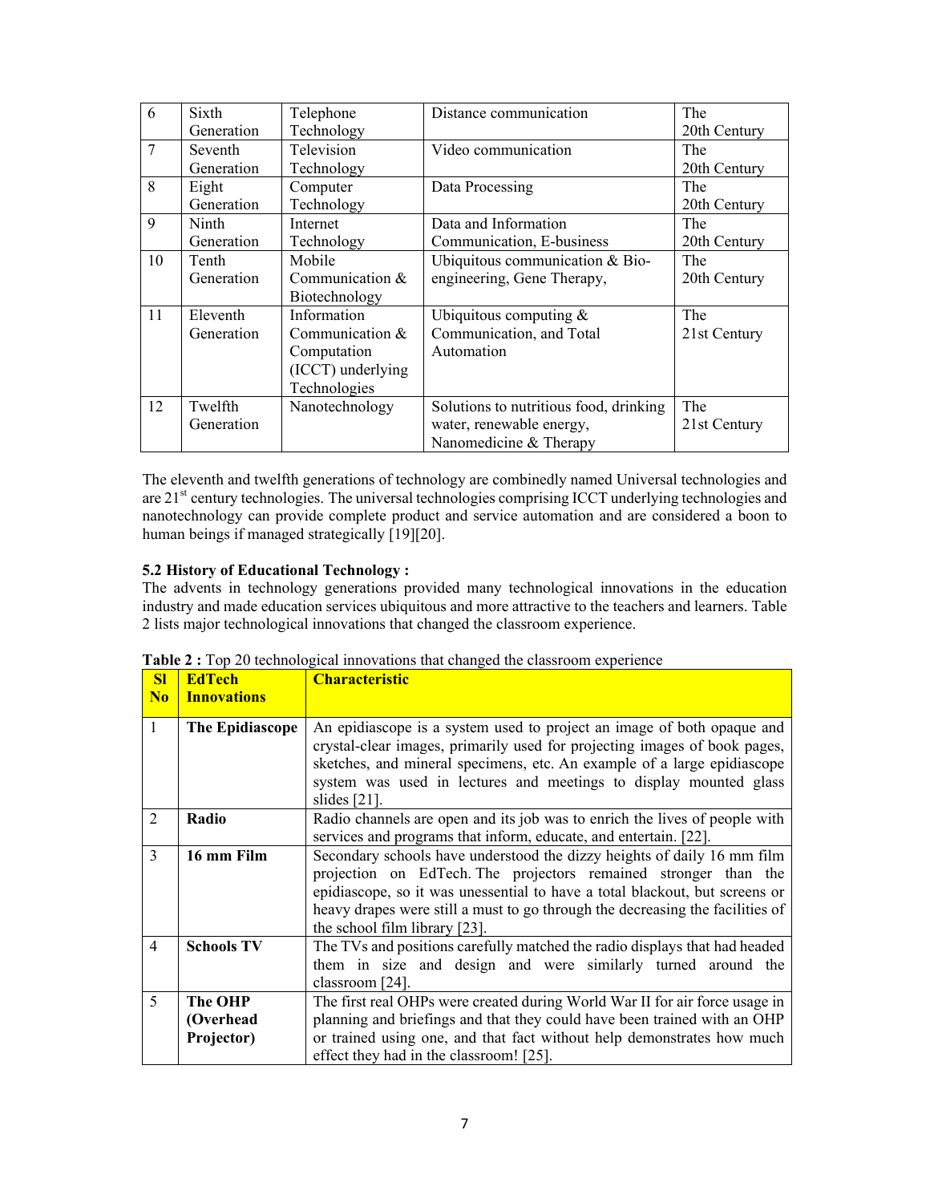| 6 | Sixth Generation | Telephone Technology | Distance communication | The 20th Century |
|---|---|---|---|---|
| 7 | Seventh Generation | Television Technology | Video communication | The 20th Century |
| 8 | Eight Generation | Computer Technology | Data Processing | The 20th Century |
| 9 | Ninth Generation | Internet Technology | Data and Information Communication, E-business | The 20th Century |
| 10 | Tenth Generation | Mobile Communication & Biotechnology | Ubiquitous communication & Bio-engineering, Gene Therapy, | The 20th Century |
| 11 | Eleventh Generation | Information Communication & Computation (ICCT) underlying Technologies | Ubiquitous computing & Communication, and Total Automation | The 21st Century |
| 12 | Twelfth Generation | Nanotechnology | Solutions to nutritious food, drinking water, renewable energy, Nanomedicine & Therapy | The 21st Century |

The eleventh and twelfth generations of technology are combinedly named Universal technologies and are 21st century technologies. The universal technologies comprising ICCT underlying technologies and nanotechnology can provide complete product and service automation and are considered a boon to human beings if managed strategically [19][20].

**5.2 History of Educational Technology :**

The advents in technology generations provided many technological innovations in the education industry and made education services ubiquitous and more attractive to the teachers and learners. Table 2 lists major technological innovations that changed the classroom experience.

**Table 2 :** Top 20 technological innovations that changed the classroom experience

| Sl No | EdTech Innovations | Characteristic |
|---|---|---|
| 1 | **The Epidiascope** | An epidiascope is a system used to project an image of both opaque and crystal-clear images, primarily used for projecting images of book pages, sketches, and mineral specimens, etc. An example of a large epidiascope system was used in lectures and meetings to display mounted glass slides [21]. |
| 2 | **Radio** | Radio channels are open and its job was to enrich the lives of people with services and programs that inform, educate, and entertain. [22]. |
| 3 | **16 mm Film** | Secondary schools have understood the dizzy heights of daily 16 mm film projection on EdTech. The projectors remained stronger than the epidiascope, so it was unessential to have a total blackout, but screens or heavy drapes were still a must to go through the decreasing the facilities of the school film library [23]. |
| 4 | **Schools TV** | The TVs and positions carefully matched the radio displays that had headed them in size and design and were similarly turned around the classroom [24]. |
| 5 | **The OHP (Overhead Projector)** | The first real OHPs were created during World War II for air force usage in planning and briefings and that they could have been trained with an OHP or trained using one, and that fact without help demonstrates how much effect they had in the classroom! [25]. |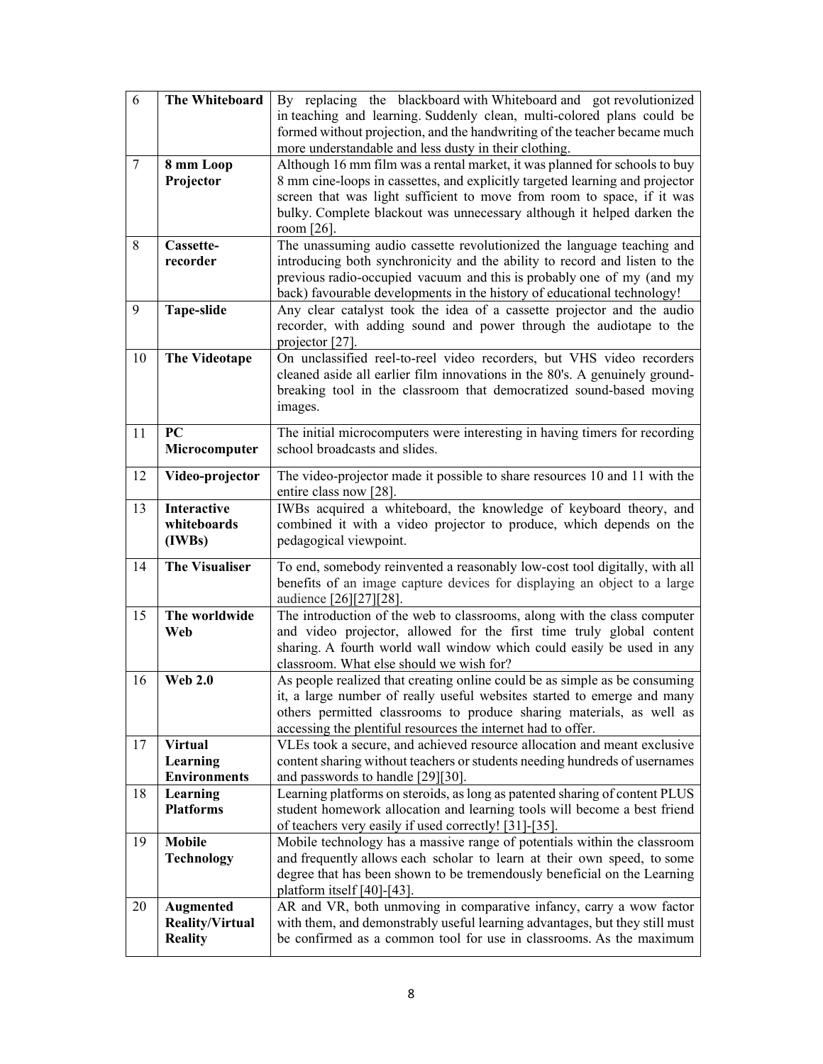| 6 | **The Whiteboard** | By replacing the blackboard with Whiteboard and got revolutionized in teaching and learning. Suddenly clean, multi-colored plans could be formed without projection, and the handwriting of the teacher became much more understandable and less dusty in their clothing. |
|---|---|---|
| 7 | **8 mm Loop Projector** | Although 16 mm film was a rental market, it was planned for schools to buy 8 mm cine-loops in cassettes, and explicitly targeted learning and projector screen that was light sufficient to move from room to space, if it was bulky. Complete blackout was unnecessary although it helped darken the room [26]. |
| 8 | **Cassette-recorder** | The unassuming audio cassette revolutionized the language teaching and introducing both synchronicity and the ability to record and listen to the previous radio-occupied vacuum and this is probably one of my (and my back) favourable developments in the history of educational technology! |
| 9 | **Tape-slide** | Any clear catalyst took the idea of a cassette projector and the audio recorder, with adding sound and power through the audiotape to the projector [27]. |
| 10 | **The Videotape** | On unclassified reel-to-reel video recorders, but VHS video recorders cleaned aside all earlier film innovations in the 80's. A genuinely ground-breaking tool in the classroom that democratized sound-based moving images. |
| 11 | **PC Microcomputer** | The initial microcomputers were interesting in having timers for recording school broadcasts and slides. |
| 12 | **Video-projector** | The video-projector made it possible to share resources 10 and 11 with the entire class now [28]. |
| 13 | **Interactive whiteboards (IWBs)** | IWBs acquired a whiteboard, the knowledge of keyboard theory, and combined it with a video projector to produce, which depends on the pedagogical viewpoint. |
| 14 | **The Visualiser** | To end, somebody reinvented a reasonably low-cost tool digitally, with all benefits of an image capture devices for displaying an object to a large audience [26][27][28]. |
| 15 | **The worldwide Web** | The introduction of the web to classrooms, along with the class computer and video projector, allowed for the first time truly global content sharing. A fourth world wall window which could easily be used in any classroom. What else should we wish for? |
| 16 | **Web 2.0** | As people realized that creating online could be as simple as be consuming it, a large number of really useful websites started to emerge and many others permitted classrooms to produce sharing materials, as well as accessing the plentiful resources the internet had to offer. |
| 17 | **Virtual Learning Environments** | VLEs took a secure, and achieved resource allocation and meant exclusive content sharing without teachers or students needing hundreds of usernames and passwords to handle [29][30]. |
| 18 | **Learning Platforms** | Learning platforms on steroids, as long as patented sharing of content PLUS student homework allocation and learning tools will become a best friend of teachers very easily if used correctly! [31]-[35]. |
| 19 | **Mobile Technology** | Mobile technology has a massive range of potentials within the classroom and frequently allows each scholar to learn at their own speed, to some degree that has been shown to be tremendously beneficial on the Learning platform itself [40]-[43]. |
| 20 | **Augmented Reality/Virtual Reality** | AR and VR, both unmoving in comparative infancy, carry a wow factor with them, and demonstrably useful learning advantages, but they still must be confirmed as a common tool for use in classrooms. As the maximum |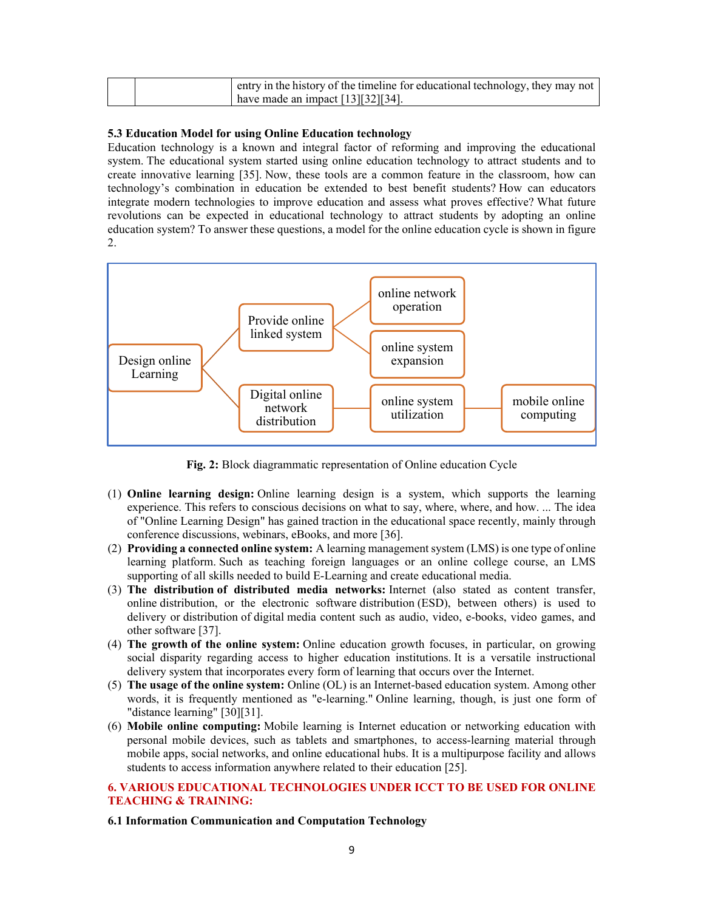| | | entry in the history of the timeline for educational technology, they may not have made an impact [13][32][34]. |
|---|---|---|

### 5.3 Education Model for using Online Education technology

Education technology is a known and integral factor of reforming and improving the educational system. The educational system started using online education technology to attract students and to create innovative learning [35]. Now, these tools are a common feature in the classroom, how can technology's combination in education be extended to best benefit students? How can educators integrate modern technologies to improve education and assess what proves effective? What future revolutions can be expected in educational technology to attract students by adopting an online education system? To answer these questions, a model for the online education cycle is shown in figure 2.

Design online Learning → Provide online linked system → online network operation; online system expansion

Design online Learning → Digital online network distribution → online system utilization → mobile online computing

**Fig. 2:** Block diagrammatic representation of Online education Cycle

(1) **Online learning design:** Online learning design is a system, which supports the learning experience. This refers to conscious decisions on what to say, where, where, and how. ... The idea of "Online Learning Design" has gained traction in the educational space recently, mainly through conference discussions, webinars, eBooks, and more [36].

(2) **Providing a connected online system:** A learning management system (LMS) is one type of online learning platform. Such as teaching foreign languages or an online college course, an LMS supporting of all skills needed to build E-Learning and create educational media.

(3) **The distribution of distributed media networks:** Internet (also stated as content transfer, online distribution, or the electronic software distribution (ESD), between others) is used to delivery or distribution of digital media content such as audio, video, e-books, video games, and other software [37].

(4) **The growth of the online system:** Online education growth focuses, in particular, on growing social disparity regarding access to higher education institutions. It is a versatile instructional delivery system that incorporates every form of learning that occurs over the Internet.

(5) **The usage of the online system:** Online (OL) is an Internet-based education system. Among other words, it is frequently mentioned as "e-learning." Online learning, though, is just one form of "distance learning" [30][31].

(6) **Mobile online computing:** Mobile learning is Internet education or networking education with personal mobile devices, such as tablets and smartphones, to access-learning material through mobile apps, social networks, and online educational hubs. It is a multipurpose facility and allows students to access information anywhere related to their education [25].

## 6. VARIOUS EDUCATIONAL TECHNOLOGIES UNDER ICCT TO BE USED FOR ONLINE TEACHING & TRAINING:

### 6.1 Information Communication and Computation Technology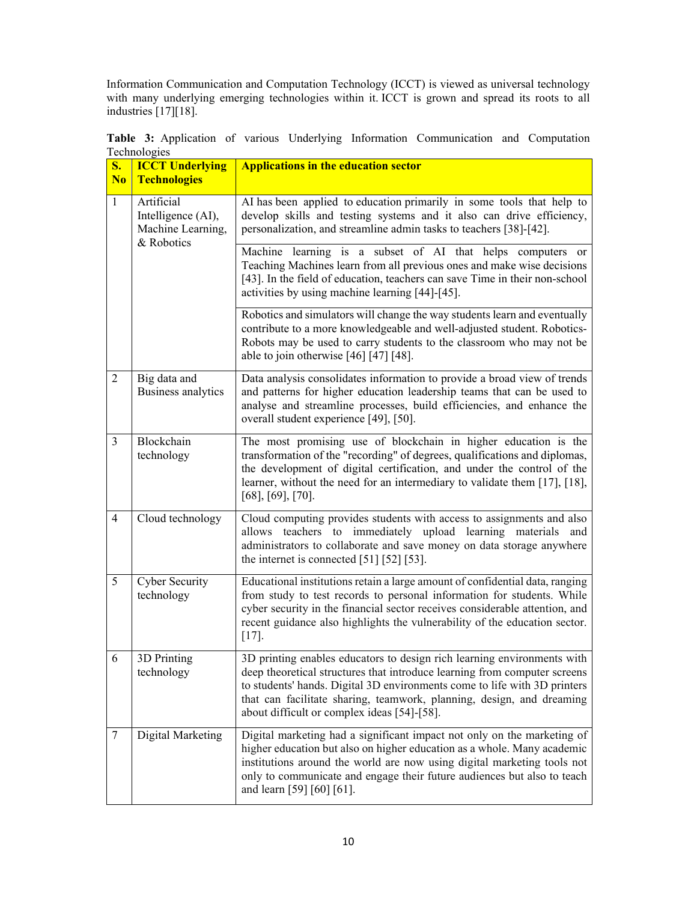Information Communication and Computation Technology (ICCT) is viewed as universal technology with many underlying emerging technologies within it. ICCT is grown and spread its roots to all industries [17][18].

**Table 3:** Application of various Underlying Information Communication and Computation Technologies

| S. No | ICCT Underlying Technologies | Applications in the education sector |
|---|---|---|
| 1 | Artificial Intelligence (AI), Machine Learning, & Robotics | AI has been applied to education primarily in some tools that help to develop skills and testing systems and it also can drive efficiency, personalization, and streamline admin tasks to teachers [38]-[42]. |
| | | Machine learning is a subset of AI that helps computers or Teaching Machines learn from all previous ones and make wise decisions [43]. In the field of education, teachers can save Time in their non-school activities by using machine learning [44]-[45]. |
| | | Robotics and simulators will change the way students learn and eventually contribute to a more knowledgeable and well-adjusted student. Robotics-Robots may be used to carry students to the classroom who may not be able to join otherwise [46] [47] [48]. |
| 2 | Big data and Business analytics | Data analysis consolidates information to provide a broad view of trends and patterns for higher education leadership teams that can be used to analyse and streamline processes, build efficiencies, and enhance the overall student experience [49], [50]. |
| 3 | Blockchain technology | The most promising use of blockchain in higher education is the transformation of the "recording" of degrees, qualifications and diplomas, the development of digital certification, and under the control of the learner, without the need for an intermediary to validate them [17], [18], [68], [69], [70]. |
| 4 | Cloud technology | Cloud computing provides students with access to assignments and also allows teachers to immediately upload learning materials and administrators to collaborate and save money on data storage anywhere the internet is connected [51] [52] [53]. |
| 5 | Cyber Security technology | Educational institutions retain a large amount of confidential data, ranging from study to test records to personal information for students. While cyber security in the financial sector receives considerable attention, and recent guidance also highlights the vulnerability of the education sector. [17]. |
| 6 | 3D Printing technology | 3D printing enables educators to design rich learning environments with deep theoretical structures that introduce learning from computer screens to students' hands. Digital 3D environments come to life with 3D printers that can facilitate sharing, teamwork, planning, design, and dreaming about difficult or complex ideas [54]-[58]. |
| 7 | Digital Marketing | Digital marketing had a significant impact not only on the marketing of higher education but also on higher education as a whole. Many academic institutions around the world are now using digital marketing tools not only to communicate and engage their future audiences but also to teach and learn [59] [60] [61]. |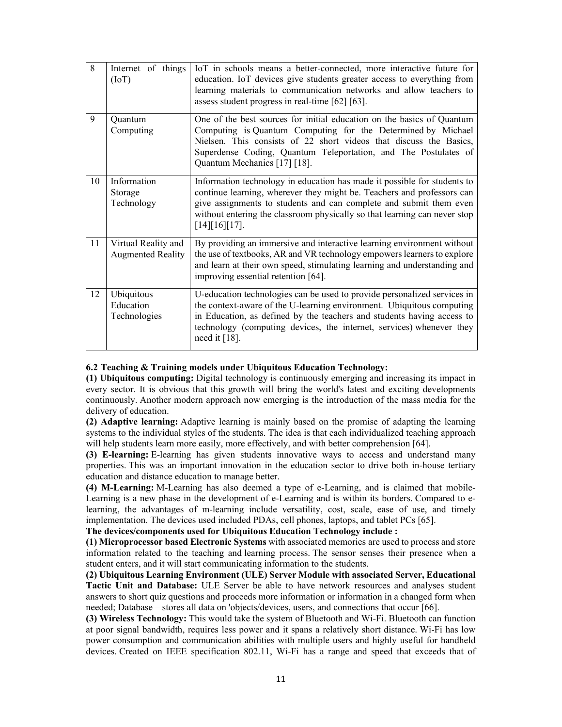| 8 | Internet of things (IoT) | IoT in schools means a better-connected, more interactive future for education. IoT devices give students greater access to everything from learning materials to communication networks and allow teachers to assess student progress in real-time [62] [63]. |
|---|---|---|
| 9 | Quantum Computing | One of the best sources for initial education on the basics of Quantum Computing is Quantum Computing for the Determined by Michael Nielsen. This consists of 22 short videos that discuss the Basics, Superdense Coding, Quantum Teleportation, and The Postulates of Quantum Mechanics [17] [18]. |
| 10 | Information Storage Technology | Information technology in education has made it possible for students to continue learning, wherever they might be. Teachers and professors can give assignments to students and can complete and submit them even without entering the classroom physically so that learning can never stop [14][16][17]. |
| 11 | Virtual Reality and Augmented Reality | By providing an immersive and interactive learning environment without the use of textbooks, AR and VR technology empowers learners to explore and learn at their own speed, stimulating learning and understanding and improving essential retention [64]. |
| 12 | Ubiquitous Education Technologies | U-education technologies can be used to provide personalized services in the context-aware of the U-learning environment. Ubiquitous computing in Education, as defined by the teachers and students having access to technology (computing devices, the internet, services) whenever they need it [18]. |

**6.2 Teaching & Training models under Ubiquitous Education Technology:**

**(1) Ubiquitous computing:** Digital technology is continuously emerging and increasing its impact in every sector. It is obvious that this growth will bring the world's latest and exciting developments continuously. Another modern approach now emerging is the introduction of the mass media for the delivery of education.

**(2) Adaptive learning:** Adaptive learning is mainly based on the promise of adapting the learning systems to the individual styles of the students. The idea is that each individualized teaching approach will help students learn more easily, more effectively, and with better comprehension [64].

**(3) E-learning:** E-learning has given students innovative ways to access and understand many properties. This was an important innovation in the education sector to drive both in-house tertiary education and distance education to manage better.

**(4) M-Learning:** M-Learning has also deemed a type of e-Learning, and is claimed that mobile-Learning is a new phase in the development of e-Learning and is within its borders. Compared to e-learning, the advantages of m-learning include versatility, cost, scale, ease of use, and timely implementation. The devices used included PDAs, cell phones, laptops, and tablet PCs [65].

**The devices/components used for Ubiquitous Education Technology include :**

**(1) Microprocessor based Electronic Systems** with associated memories are used to process and store information related to the teaching and learning process. The sensor senses their presence when a student enters, and it will start communicating information to the students.

**(2) Ubiquitous Learning Environment (ULE) Server Module with associated Server, Educational Tactic Unit and Database:** ULE Server be able to have network resources and analyses student answers to short quiz questions and proceeds more information or information in a changed form when needed; Database – stores all data on 'objects/devices, users, and connections that occur [66].

**(3) Wireless Technology:** This would take the system of Bluetooth and Wi-Fi. Bluetooth can function at poor signal bandwidth, requires less power and it spans a relatively short distance. Wi-Fi has low power consumption and communication abilities with multiple users and highly useful for handheld devices. Created on IEEE specification 802.11, Wi-Fi has a range and speed that exceeds that of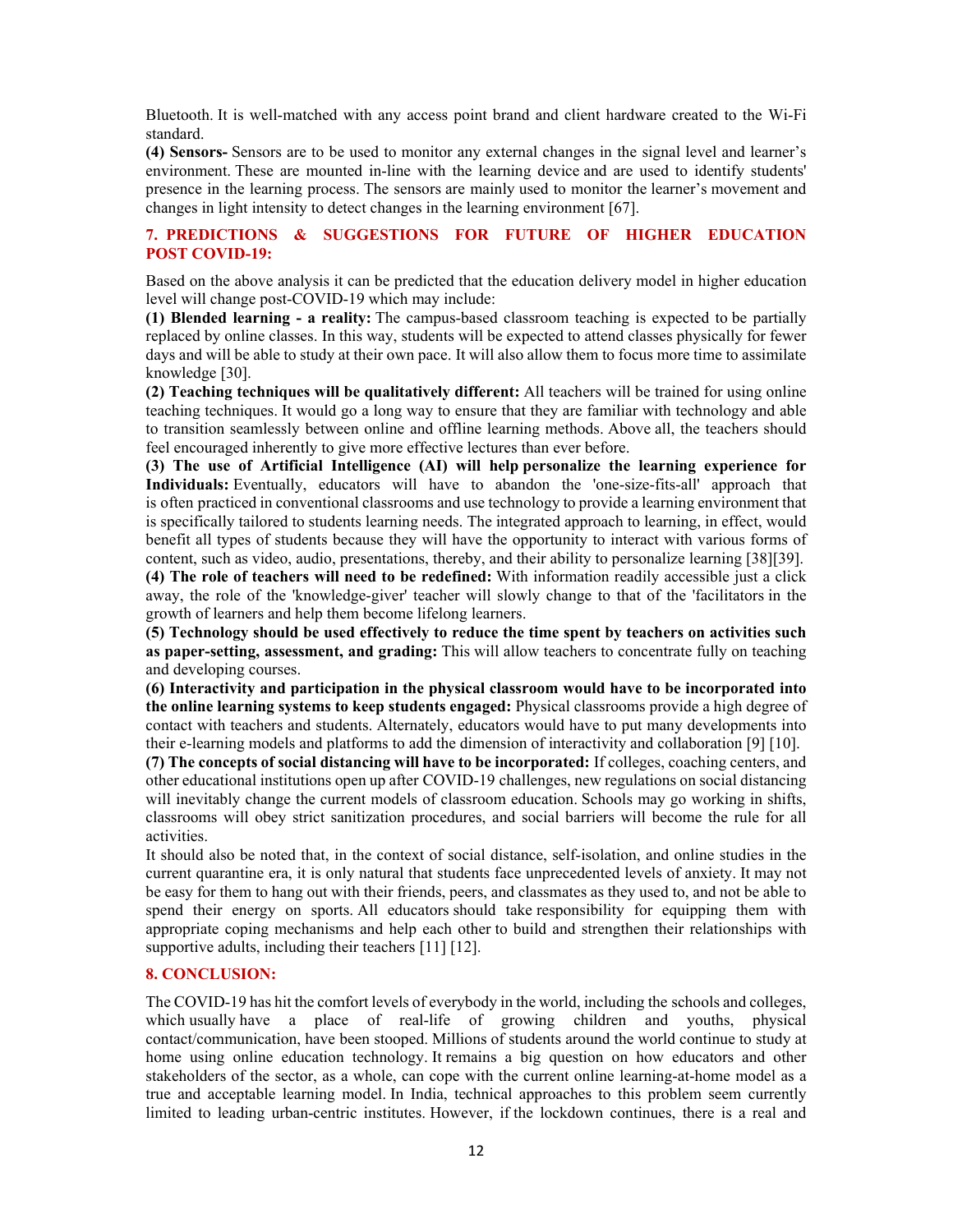Bluetooth. It is well-matched with any access point brand and client hardware created to the Wi-Fi standard.

**(4) Sensors-** Sensors are to be used to monitor any external changes in the signal level and learner's environment. These are mounted in-line with the learning device and are used to identify students' presence in the learning process. The sensors are mainly used to monitor the learner's movement and changes in light intensity to detect changes in the learning environment [67].

## 7. PREDICTIONS & SUGGESTIONS FOR FUTURE OF HIGHER EDUCATION POST COVID-19:

Based on the above analysis it can be predicted that the education delivery model in higher education level will change post-COVID-19 which may include:

**(1) Blended learning - a reality:** The campus-based classroom teaching is expected to be partially replaced by online classes. In this way, students will be expected to attend classes physically for fewer days and will be able to study at their own pace. It will also allow them to focus more time to assimilate knowledge [30].

**(2) Teaching techniques will be qualitatively different:** All teachers will be trained for using online teaching techniques. It would go a long way to ensure that they are familiar with technology and able to transition seamlessly between online and offline learning methods. Above all, the teachers should feel encouraged inherently to give more effective lectures than ever before.

**(3) The use of Artificial Intelligence (AI) will help personalize the learning experience for Individuals:** Eventually, educators will have to abandon the 'one-size-fits-all' approach that is often practiced in conventional classrooms and use technology to provide a learning environment that is specifically tailored to students learning needs. The integrated approach to learning, in effect, would benefit all types of students because they will have the opportunity to interact with various forms of content, such as video, audio, presentations, thereby, and their ability to personalize learning [38][39].

**(4) The role of teachers will need to be redefined:** With information readily accessible just a click away, the role of the 'knowledge-giver' teacher will slowly change to that of the 'facilitators in the growth of learners and help them become lifelong learners.

**(5) Technology should be used effectively to reduce the time spent by teachers on activities such as paper-setting, assessment, and grading:** This will allow teachers to concentrate fully on teaching and developing courses.

**(6) Interactivity and participation in the physical classroom would have to be incorporated into the online learning systems to keep students engaged:** Physical classrooms provide a high degree of contact with teachers and students. Alternately, educators would have to put many developments into their e-learning models and platforms to add the dimension of interactivity and collaboration [9] [10].

**(7) The concepts of social distancing will have to be incorporated:** If colleges, coaching centers, and other educational institutions open up after COVID-19 challenges, new regulations on social distancing will inevitably change the current models of classroom education. Schools may go working in shifts, classrooms will obey strict sanitization procedures, and social barriers will become the rule for all activities.

It should also be noted that, in the context of social distance, self-isolation, and online studies in the current quarantine era, it is only natural that students face unprecedented levels of anxiety. It may not be easy for them to hang out with their friends, peers, and classmates as they used to, and not be able to spend their energy on sports. All educators should take responsibility for equipping them with appropriate coping mechanisms and help each other to build and strengthen their relationships with supportive adults, including their teachers [11] [12].

## 8. CONCLUSION:

The COVID-19 has hit the comfort levels of everybody in the world, including the schools and colleges, which usually have a place of real-life of growing children and youths, physical contact/communication, have been stooped. Millions of students around the world continue to study at home using online education technology. It remains a big question on how educators and other stakeholders of the sector, as a whole, can cope with the current online learning-at-home model as a true and acceptable learning model. In India, technical approaches to this problem seem currently limited to leading urban-centric institutes. However, if the lockdown continues, there is a real and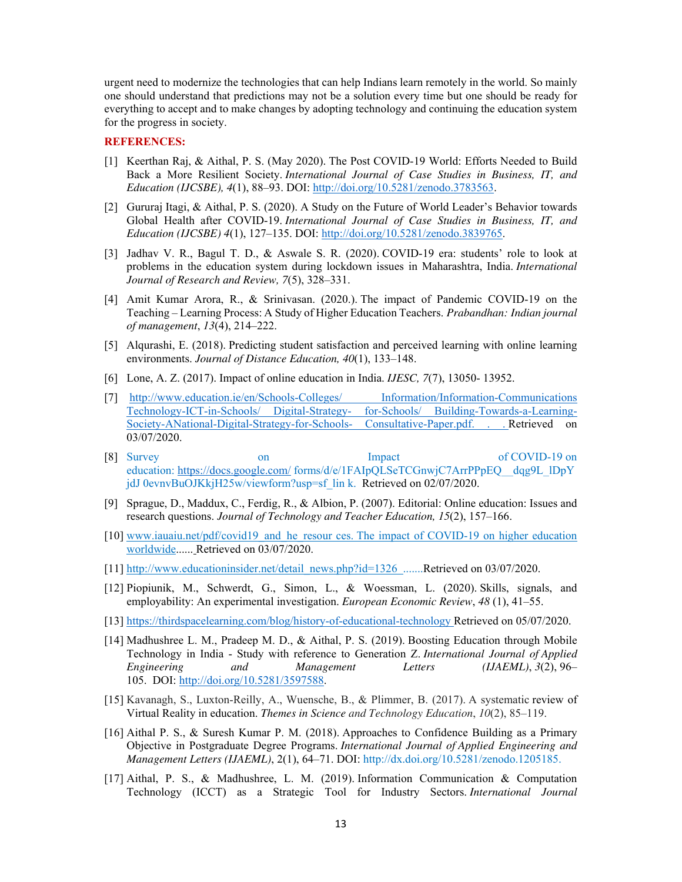urgent need to modernize the technologies that can help Indians learn remotely in the world. So mainly one should understand that predictions may not be a solution every time but one should be ready for everything to accept and to make changes by adopting technology and continuing the education system for the progress in society.

**REFERENCES:**

[1] Keerthan Raj, & Aithal, P. S. (May 2020). The Post COVID-19 World: Efforts Needed to Build Back a More Resilient Society. *International Journal of Case Studies in Business, IT, and Education (IJCSBE), 4*(1), 88–93. DOI: http://doi.org/10.5281/zenodo.3783563.

[2] Gururaj Itagi, & Aithal, P. S. (2020). A Study on the Future of World Leader's Behavior towards Global Health after COVID-19. *International Journal of Case Studies in Business, IT, and Education (IJCSBE) 4*(1), 127–135. DOI: http://doi.org/10.5281/zenodo.3839765.

[3] Jadhav V. R., Bagul T. D., & Aswale S. R. (2020). COVID-19 era: students' role to look at problems in the education system during lockdown issues in Maharashtra, India. *International Journal of Research and Review, 7*(5), 328–331.

[4] Amit Kumar Arora, R., & Srinivasan. (2020.). The impact of Pandemic COVID-19 on the Teaching – Learning Process: A Study of Higher Education Teachers. *Prabandhan: Indian journal of management*, *13*(4), 214–222.

[5] Alqurashi, E. (2018). Predicting student satisfaction and perceived learning with online learning environments. *Journal of Distance Education, 40*(1), 133–148.

[6] Lone, A. Z. (2017). Impact of online education in India. *IJESC, 7*(7), 13050- 13952.

[7] http://www.education.ie/en/Schools-Colleges/ Information/Information-Communications Technology-ICT-in-Schools/ Digital-Strategy- for-Schools/ Building-Towards-a-Learning-Society-ANational-Digital-Strategy-for-Schools- Consultative-Paper.pdf. . . Retrieved on 03/07/2020.

[8] Survey on Impact of COVID-19 on education: https://docs.google.com/ forms/d/e/1FAIpQLSeTCGnwjC7ArrPPpEQ__dqg9L_lDpY jdJ 0evnvBuOJKkjH25w/viewform?usp=sf_lin k. Retrieved on 02/07/2020.

[9] Sprague, D., Maddux, C., Ferdig, R., & Albion, P. (2007). Editorial: Online education: Issues and research questions. *Journal of Technology and Teacher Education, 15*(2), 157–166.

[10] www.iauaiu.net/pdf/covid19_and_he_resour ces. The impact of COVID-19 on higher education worldwide...... Retrieved on 03/07/2020.

[11] http://www.educationinsider.net/detail_news.php?id=1326 .......Retrieved on 03/07/2020.

[12] Piopiunik, M., Schwerdt, G., Simon, L., & Woessman, L. (2020). Skills, signals, and employability: An experimental investigation. *European Economic Review*, *48* (1), 41–55.

[13] https://thirdspacelearning.com/blog/history-of-educational-technology Retrieved on 05/07/2020.

[14] Madhushree L. M., Pradeep M. D., & Aithal, P. S. (2019). Boosting Education through Mobile Technology in India - Study with reference to Generation Z. *International Journal of Applied Engineering and Management Letters (IJAEML)*, *3*(2), 96–105. DOI: http://doi.org/10.5281/3597588.

[15] Kavanagh, S., Luxton-Reilly, A., Wuensche, B., & Plimmer, B. (2017). A systematic review of Virtual Reality in education. *Themes in Science and Technology Education*, *10*(2), 85–119.

[16] Aithal P. S., & Suresh Kumar P. M. (2018). Approaches to Confidence Building as a Primary Objective in Postgraduate Degree Programs. *International Journal of Applied Engineering and Management Letters (IJAEML)*, 2(1), 64–71. DOI: http://dx.doi.org/10.5281/zenodo.1205185.

[17] Aithal, P. S., & Madhushree, L. M. (2019). Information Communication & Computation Technology (ICCT) as a Strategic Tool for Industry Sectors. *International Journal*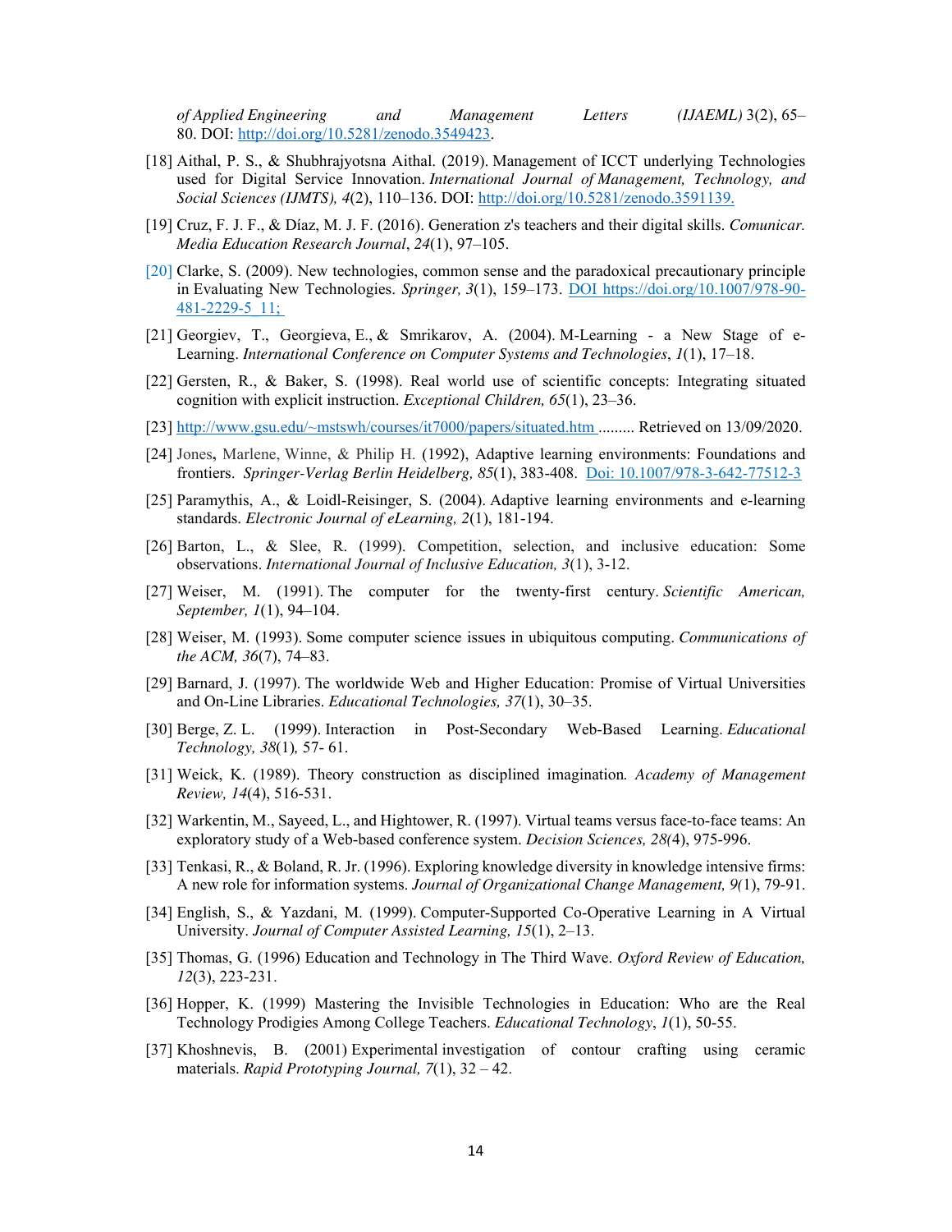*of Applied Engineering and Management Letters (IJAEML)* 3(2), 65–80. DOI: http://doi.org/10.5281/zenodo.3549423.

[18] Aithal, P. S., & Shubhrajyotsna Aithal. (2019). Management of ICCT underlying Technologies used for Digital Service Innovation. *International Journal of Management, Technology, and Social Sciences (IJMTS), 4*(2), 110–136. DOI: http://doi.org/10.5281/zenodo.3591139.

[19] Cruz, F. J. F., & Díaz, M. J. F. (2016). Generation z's teachers and their digital skills. *Comunicar. Media Education Research Journal*, *24*(1), 97–105.

[20] Clarke, S. (2009). New technologies, common sense and the paradoxical precautionary principle in Evaluating New Technologies. *Springer, 3*(1), 159–173. DOI https://doi.org/10.1007/978-90-481-2229-5_11;

[21] Georgiev, T., Georgieva, E., & Smrikarov, A. (2004). M-Learning - a New Stage of e-Learning. *International Conference on Computer Systems and Technologies*, *1*(1), 17–18.

[22] Gersten, R., & Baker, S. (1998). Real world use of scientific concepts: Integrating situated cognition with explicit instruction. *Exceptional Children, 65*(1), 23–36.

[23] http://www.gsu.edu/~mstswh/courses/it7000/papers/situated.htm ......... Retrieved on 13/09/2020.

[24] Jones**,** Marlene, Winne, & Philip H. (1992), Adaptive learning environments: Foundations and frontiers. *Springer-Verlag Berlin Heidelberg, 85*(1), 383-408. Doi: 10.1007/978-3-642-77512-3

[25] Paramythis, A., & Loidl-Reisinger, S. (2004). Adaptive learning environments and e-learning standards. *Electronic Journal of eLearning, 2*(1), 181-194.

[26] Barton, L., & Slee, R. (1999). Competition, selection, and inclusive education: Some observations. *International Journal of Inclusive Education, 3*(1), 3-12.

[27] Weiser, M. (1991). The computer for the twenty-first century. *Scientific American, September, 1*(1), 94–104.

[28] Weiser, M. (1993). Some computer science issues in ubiquitous computing. *Communications of the ACM, 36*(7), 74–83.

[29] Barnard, J. (1997). The worldwide Web and Higher Education: Promise of Virtual Universities and On-Line Libraries. *Educational Technologies, 37*(1), 30–35.

[30] Berge, Z. L. (1999). Interaction in Post-Secondary Web-Based Learning. *Educational Technology, 38*(1)*,* 57- 61.

[31] Weick, K. (1989). Theory construction as disciplined imagination*. Academy of Management Review, 14*(4), 516-531.

[32] Warkentin, M., Sayeed, L., and Hightower, R. (1997). Virtual teams versus face-to-face teams: An exploratory study of a Web-based conference system. *Decision Sciences, 28(*4), 975-996.

[33] Tenkasi, R., & Boland, R. Jr. (1996). Exploring knowledge diversity in knowledge intensive firms: A new role for information systems. *Journal of Organizational Change Management, 9(*1), 79-91.

[34] English, S., & Yazdani, M. (1999). Computer-Supported Co-Operative Learning in A Virtual University. *Journal of Computer Assisted Learning, 15*(1), 2–13.

[35] Thomas, G. (1996) Education and Technology in The Third Wave. *Oxford Review of Education, 12*(3), 223-231.

[36] Hopper, K. (1999) Mastering the Invisible Technologies in Education: Who are the Real Technology Prodigies Among College Teachers. *Educational Technology*, *1*(1), 50-55.

[37] Khoshnevis, B. (2001) Experimental investigation of contour crafting using ceramic materials. *Rapid Prototyping Journal, 7*(1), 32 – 42.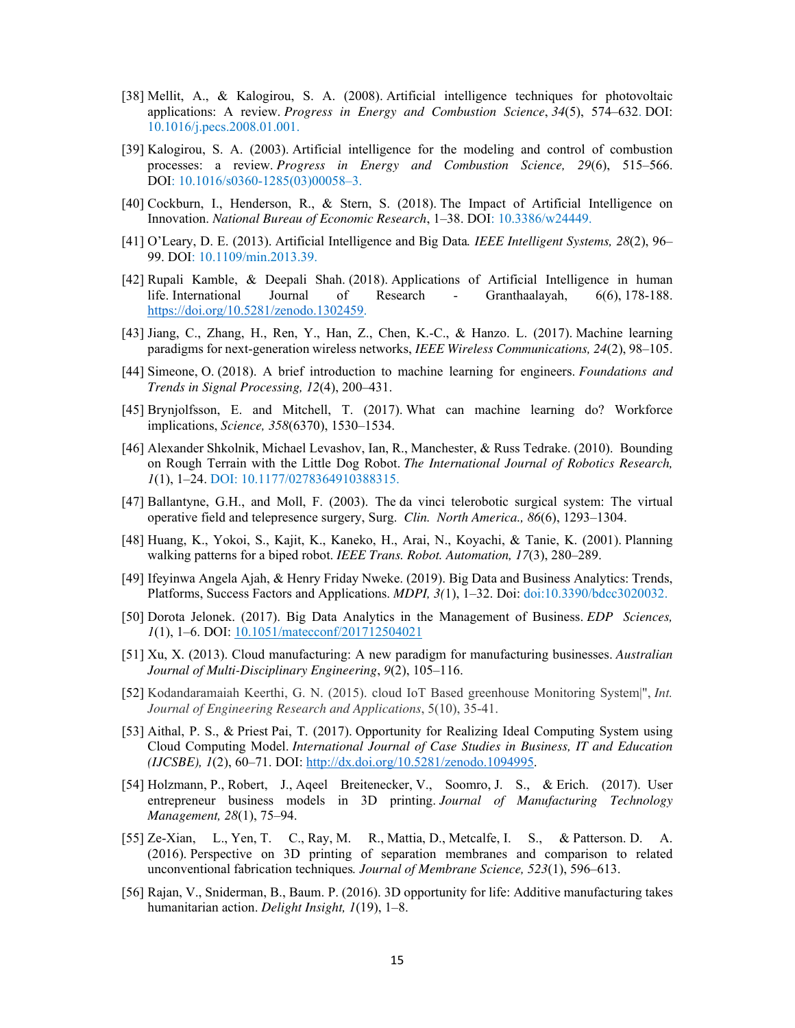[38] Mellit, A., & Kalogirou, S. A. (2008). Artificial intelligence techniques for photovoltaic applications: A review. *Progress in Energy and Combustion Science*, *34*(5), 574–632. DOI: 10.1016/j.pecs.2008.01.001.

[39] Kalogirou, S. A. (2003). Artificial intelligence for the modeling and control of combustion processes: a review. *Progress in Energy and Combustion Science, 29*(6), 515–566. DOI: 10.1016/s0360-1285(03)00058–3.

[40] Cockburn, I., Henderson, R., & Stern, S. (2018). The Impact of Artificial Intelligence on Innovation. *National Bureau of Economic Research*, 1–38. DOI: 10.3386/w24449.

[41] O'Leary, D. E. (2013). Artificial Intelligence and Big Data*. IEEE Intelligent Systems, 28*(2), 96–99. DOI: 10.1109/min.2013.39.

[42] Rupali Kamble, & Deepali Shah. (2018). Applications of Artificial Intelligence in human life. International Journal of Research - Granthaalayah, 6(6), 178-188. https://doi.org/10.5281/zenodo.1302459.

[43] Jiang, C., Zhang, H., Ren, Y., Han, Z., Chen, K.-C., & Hanzo. L. (2017). Machine learning paradigms for next-generation wireless networks, *IEEE Wireless Communications, 24*(2), 98–105.

[44] Simeone, O. (2018). A brief introduction to machine learning for engineers. *Foundations and Trends in Signal Processing, 12*(4), 200–431.

[45] Brynjolfsson, E. and Mitchell, T. (2017). What can machine learning do? Workforce implications, *Science, 358*(6370), 1530–1534.

[46] Alexander Shkolnik, Michael Levashov, Ian, R., Manchester, & Russ Tedrake. (2010). Bounding on Rough Terrain with the Little Dog Robot. *The International Journal of Robotics Research, 1*(1), 1–24. DOI: 10.1177/0278364910388315.

[47] Ballantyne, G.H., and Moll, F. (2003). The da vinci telerobotic surgical system: The virtual operative field and telepresence surgery, Surg. *Clin. North America., 86*(6), 1293–1304.

[48] Huang, K., Yokoi, S., Kajit, K., Kaneko, H., Arai, N., Koyachi, & Tanie, K. (2001). Planning walking patterns for a biped robot. *IEEE Trans. Robot. Automation, 17*(3), 280–289.

[49] Ifeyinwa Angela Ajah, & Henry Friday Nweke. (2019). Big Data and Business Analytics: Trends, Platforms, Success Factors and Applications. *MDPI, 3(*1), 1–32. Doi: doi:10.3390/bdcc3020032.

[50] Dorota Jelonek. (2017). Big Data Analytics in the Management of Business. *EDP Sciences, 1*(1), 1–6. DOI: 10.1051/matecconf/201712504021

[51] Xu, X. (2013). Cloud manufacturing: A new paradigm for manufacturing businesses. *Australian Journal of Multi-Disciplinary Engineering*, *9*(2), 105–116.

[52] Kodandaramaiah Keerthi, G. N. (2015). cloud IoT Based greenhouse Monitoring System|", *Int. Journal of Engineering Research and Applications*, 5(10), 35-41.

[53] Aithal, P. S., & Priest Pai, T. (2017). Opportunity for Realizing Ideal Computing System using Cloud Computing Model. *International Journal of Case Studies in Business, IT and Education (IJCSBE), 1*(2), 60–71. DOI: http://dx.doi.org/10.5281/zenodo.1094995.

[54] Holzmann, P., Robert, J., Aqeel Breitenecker, V., Soomro, J. S., & Erich. (2017). User entrepreneur business models in 3D printing. *Journal of Manufacturing Technology Management, 28*(1), 75–94.

[55] Ze-Xian, L., Yen, T. C., Ray, M. R., Mattia, D., Metcalfe, I. S., & Patterson. D. A. (2016). Perspective on 3D printing of separation membranes and comparison to related unconventional fabrication techniques*. Journal of Membrane Science, 523*(1), 596–613.

[56] Rajan, V., Sniderman, B., Baum. P. (2016). 3D opportunity for life: Additive manufacturing takes humanitarian action. *Delight Insight, 1*(19), 1–8.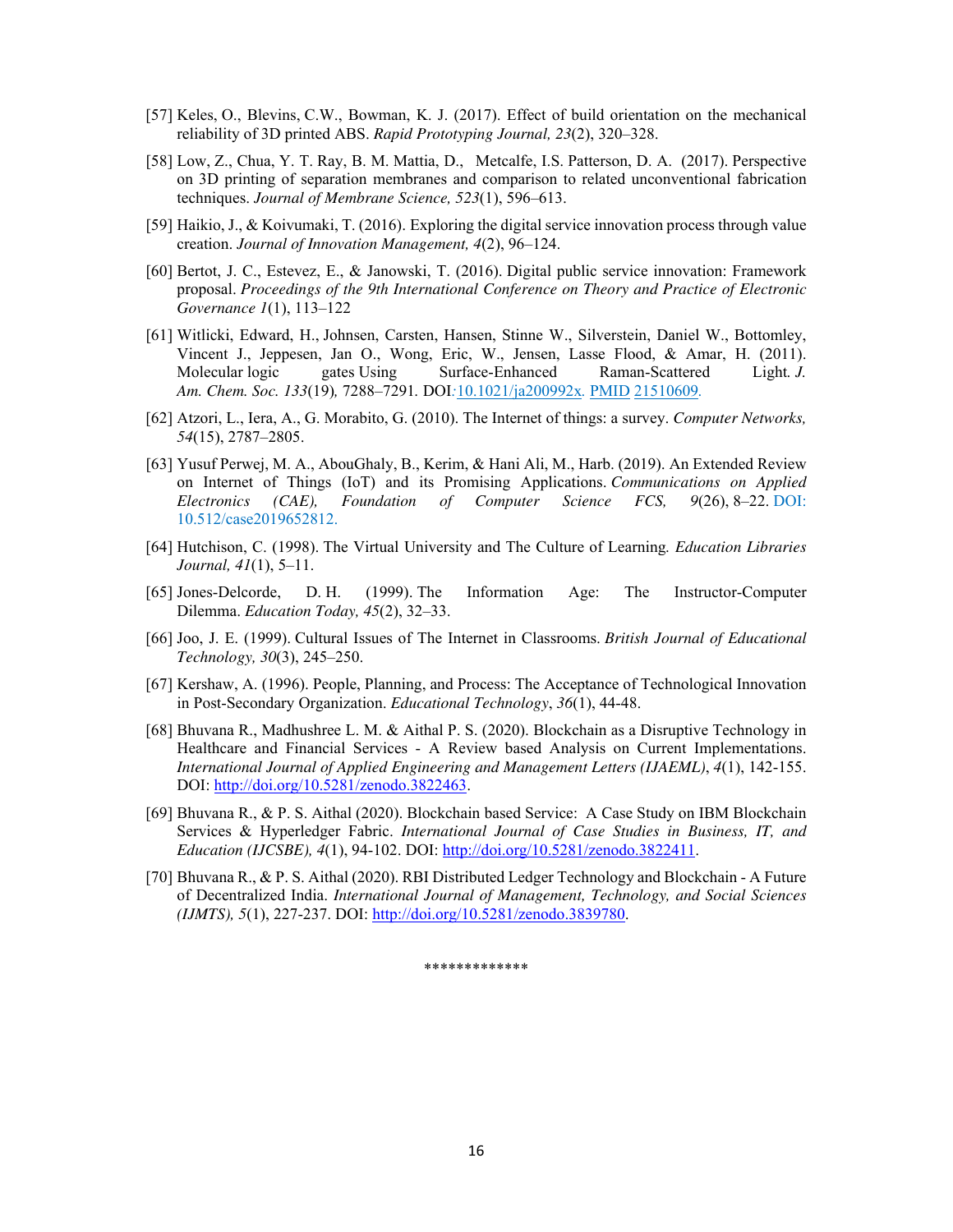[57] Keles, O., Blevins, C.W., Bowman, K. J. (2017). Effect of build orientation on the mechanical reliability of 3D printed ABS. *Rapid Prototyping Journal, 23*(2), 320–328.

[58] Low, Z., Chua, Y. T. Ray, B. M. Mattia, D., Metcalfe, I.S. Patterson, D. A. (2017). Perspective on 3D printing of separation membranes and comparison to related unconventional fabrication techniques. *Journal of Membrane Science, 523*(1), 596–613.

[59] Haikio, J., & Koivumaki, T. (2016). Exploring the digital service innovation process through value creation. *Journal of Innovation Management, 4*(2), 96–124.

[60] Bertot, J. C., Estevez, E., & Janowski, T. (2016). Digital public service innovation: Framework proposal. *Proceedings of the 9th International Conference on Theory and Practice of Electronic Governance 1*(1), 113–122

[61] Witlicki, Edward, H., Johnsen, Carsten, Hansen, Stinne W., Silverstein, Daniel W., Bottomley, Vincent J., Jeppesen, Jan O., Wong, Eric, W., Jensen, Lasse Flood, & Amar, H. (2011). Molecular logic gates Using Surface-Enhanced Raman-Scattered Light*. J. Am. Chem. Soc. 133*(19)*,* 7288–7291. DOI*:*10.1021/ja200992x*.* PMID 21510609*.*

[62] Atzori, L., Iera, A., G. Morabito, G. (2010). The Internet of things: a survey. *Computer Networks, 54*(15), 2787–2805.

[63] Yusuf Perwej, M. A., AbouGhaly, B., Kerim, & Hani Ali, M., Harb. (2019). An Extended Review on Internet of Things (IoT) and its Promising Applications. *Communications on Applied Electronics (CAE), Foundation of Computer Science FCS, 9*(26), 8–22. DOI: 10.512/case2019652812.

[64] Hutchison, C. (1998). The Virtual University and The Culture of Learning*. Education Libraries Journal, 41*(1), 5–11.

[65] Jones-Delcorde, D. H. (1999). The Information Age: The Instructor-Computer Dilemma. *Education Today, 45*(2), 32–33.

[66] Joo, J. E. (1999). Cultural Issues of The Internet in Classrooms. *British Journal of Educational Technology, 30*(3), 245–250.

[67] Kershaw, A. (1996). People, Planning, and Process: The Acceptance of Technological Innovation in Post-Secondary Organization. *Educational Technology*, *36*(1), 44-48.

[68] Bhuvana R., Madhushree L. M. & Aithal P. S. (2020). Blockchain as a Disruptive Technology in Healthcare and Financial Services - A Review based Analysis on Current Implementations. *International Journal of Applied Engineering and Management Letters (IJAEML)*, *4*(1), 142-155. DOI: http://doi.org/10.5281/zenodo.3822463.

[69] Bhuvana R., & P. S. Aithal (2020). Blockchain based Service: A Case Study on IBM Blockchain Services & Hyperledger Fabric. *International Journal of Case Studies in Business, IT, and Education (IJCSBE), 4*(1), 94-102. DOI: http://doi.org/10.5281/zenodo.3822411.

[70] Bhuvana R., & P. S. Aithal (2020). RBI Distributed Ledger Technology and Blockchain - A Future of Decentralized India. *International Journal of Management, Technology, and Social Sciences (IJMTS), 5*(1), 227-237. DOI: http://doi.org/10.5281/zenodo.3839780.

*************